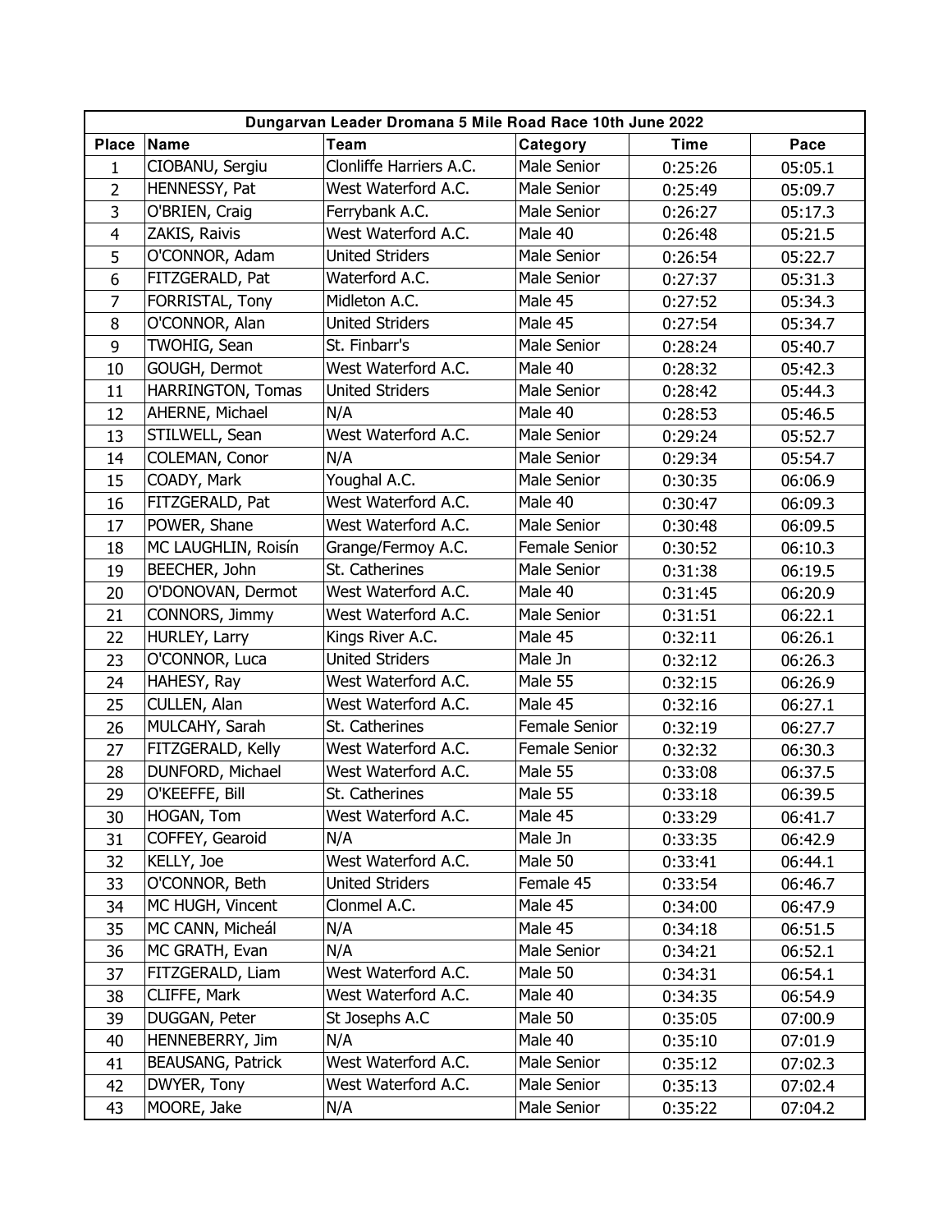| Dungarvan Leader Dromana 5 Mile Road Race 10th June 2022 | | | | | |
|---|---|---|---|---|---|
| **Place** | **Name** | **Team** | **Category** | **Time** | **Pace** |
| 1 | CIOBANU, Sergiu | Clonliffe Harriers A.C. | Male Senior | 0:25:26 | 05:05.1 |
| 2 | HENNESSY, Pat | West Waterford A.C. | Male Senior | 0:25:49 | 05:09.7 |
| 3 | O'BRIEN, Craig | Ferrybank A.C. | Male Senior | 0:26:27 | 05:17.3 |
| 4 | ZAKIS, Raivis | West Waterford A.C. | Male 40 | 0:26:48 | 05:21.5 |
| 5 | O'CONNOR, Adam | United Striders | Male Senior | 0:26:54 | 05:22.7 |
| 6 | FITZGERALD, Pat | Waterford A.C. | Male Senior | 0:27:37 | 05:31.3 |
| 7 | FORRISTAL, Tony | Midleton A.C. | Male 45 | 0:27:52 | 05:34.3 |
| 8 | O'CONNOR, Alan | United Striders | Male 45 | 0:27:54 | 05:34.7 |
| 9 | TWOHIG, Sean | St. Finbarr's | Male Senior | 0:28:24 | 05:40.7 |
| 10 | GOUGH, Dermot | West Waterford A.C. | Male 40 | 0:28:32 | 05:42.3 |
| 11 | HARRINGTON, Tomas | United Striders | Male Senior | 0:28:42 | 05:44.3 |
| 12 | AHERNE, Michael | N/A | Male 40 | 0:28:53 | 05:46.5 |
| 13 | STILWELL, Sean | West Waterford A.C. | Male Senior | 0:29:24 | 05:52.7 |
| 14 | COLEMAN, Conor | N/A | Male Senior | 0:29:34 | 05:54.7 |
| 15 | COADY, Mark | Youghal A.C. | Male Senior | 0:30:35 | 06:06.9 |
| 16 | FITZGERALD, Pat | West Waterford A.C. | Male 40 | 0:30:47 | 06:09.3 |
| 17 | POWER, Shane | West Waterford A.C. | Male Senior | 0:30:48 | 06:09.5 |
| 18 | MC LAUGHLIN, Roisín | Grange/Fermoy A.C. | Female Senior | 0:30:52 | 06:10.3 |
| 19 | BEECHER, John | St. Catherines | Male Senior | 0:31:38 | 06:19.5 |
| 20 | O'DONOVAN, Dermot | West Waterford A.C. | Male 40 | 0:31:45 | 06:20.9 |
| 21 | CONNORS, Jimmy | West Waterford A.C. | Male Senior | 0:31:51 | 06:22.1 |
| 22 | HURLEY, Larry | Kings River A.C. | Male 45 | 0:32:11 | 06:26.1 |
| 23 | O'CONNOR, Luca | United Striders | Male Jn | 0:32:12 | 06:26.3 |
| 24 | HAHESY, Ray | West Waterford A.C. | Male 55 | 0:32:15 | 06:26.9 |
| 25 | CULLEN, Alan | West Waterford A.C. | Male 45 | 0:32:16 | 06:27.1 |
| 26 | MULCAHY, Sarah | St. Catherines | Female Senior | 0:32:19 | 06:27.7 |
| 27 | FITZGERALD, Kelly | West Waterford A.C. | Female Senior | 0:32:32 | 06:30.3 |
| 28 | DUNFORD, Michael | West Waterford A.C. | Male 55 | 0:33:08 | 06:37.5 |
| 29 | O'KEEFFE, Bill | St. Catherines | Male 55 | 0:33:18 | 06:39.5 |
| 30 | HOGAN, Tom | West Waterford A.C. | Male 45 | 0:33:29 | 06:41.7 |
| 31 | COFFEY, Gearoid | N/A | Male Jn | 0:33:35 | 06:42.9 |
| 32 | KELLY, Joe | West Waterford A.C. | Male 50 | 0:33:41 | 06:44.1 |
| 33 | O'CONNOR, Beth | United Striders | Female 45 | 0:33:54 | 06:46.7 |
| 34 | MC HUGH, Vincent | Clonmel A.C. | Male 45 | 0:34:00 | 06:47.9 |
| 35 | MC CANN, Micheál | N/A | Male 45 | 0:34:18 | 06:51.5 |
| 36 | MC GRATH, Evan | N/A | Male Senior | 0:34:21 | 06:52.1 |
| 37 | FITZGERALD, Liam | West Waterford A.C. | Male 50 | 0:34:31 | 06:54.1 |
| 38 | CLIFFE, Mark | West Waterford A.C. | Male 40 | 0:34:35 | 06:54.9 |
| 39 | DUGGAN, Peter | St Josephs A.C | Male 50 | 0:35:05 | 07:00.9 |
| 40 | HENNEBERRY, Jim | N/A | Male 40 | 0:35:10 | 07:01.9 |
| 41 | BEAUSANG, Patrick | West Waterford A.C. | Male Senior | 0:35:12 | 07:02.3 |
| 42 | DWYER, Tony | West Waterford A.C. | Male Senior | 0:35:13 | 07:02.4 |
| 43 | MOORE, Jake | N/A | Male Senior | 0:35:22 | 07:04.2 |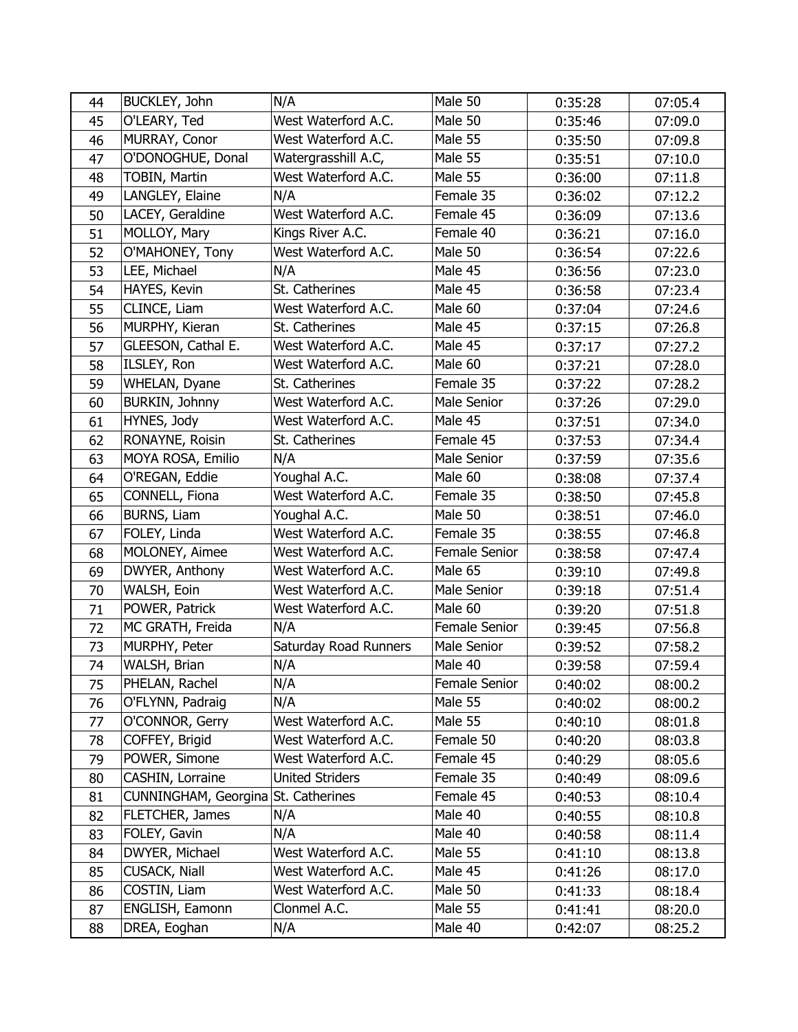| 44 | BUCKLEY, John | N/A | Male 50 | 0:35:28 | 07:05.4 |
|---|---|---|---|---|---|
| 45 | O'LEARY, Ted | West Waterford A.C. | Male 50 | 0:35:46 | 07:09.0 |
| 46 | MURRAY, Conor | West Waterford A.C. | Male 55 | 0:35:50 | 07:09.8 |
| 47 | O'DONOGHUE, Donal | Watergrasshill A,C, | Male 55 | 0:35:51 | 07:10.0 |
| 48 | TOBIN, Martin | West Waterford A.C. | Male 55 | 0:36:00 | 07:11.8 |
| 49 | LANGLEY, Elaine | N/A | Female 35 | 0:36:02 | 07:12.2 |
| 50 | LACEY, Geraldine | West Waterford A.C. | Female 45 | 0:36:09 | 07:13.6 |
| 51 | MOLLOY, Mary | Kings River A.C. | Female 40 | 0:36:21 | 07:16.0 |
| 52 | O'MAHONEY, Tony | West Waterford A.C. | Male 50 | 0:36:54 | 07:22.6 |
| 53 | LEE, Michael | N/A | Male 45 | 0:36:56 | 07:23.0 |
| 54 | HAYES, Kevin | St. Catherines | Male 45 | 0:36:58 | 07:23.4 |
| 55 | CLINCE, Liam | West Waterford A.C. | Male 60 | 0:37:04 | 07:24.6 |
| 56 | MURPHY, Kieran | St. Catherines | Male 45 | 0:37:15 | 07:26.8 |
| 57 | GLEESON, Cathal E. | West Waterford A.C. | Male 45 | 0:37:17 | 07:27.2 |
| 58 | ILSLEY, Ron | West Waterford A.C. | Male 60 | 0:37:21 | 07:28.0 |
| 59 | WHELAN, Dyane | St. Catherines | Female 35 | 0:37:22 | 07:28.2 |
| 60 | BURKIN, Johnny | West Waterford A.C. | Male Senior | 0:37:26 | 07:29.0 |
| 61 | HYNES, Jody | West Waterford A.C. | Male 45 | 0:37:51 | 07:34.0 |
| 62 | RONAYNE, Roisin | St. Catherines | Female 45 | 0:37:53 | 07:34.4 |
| 63 | MOYA ROSA, Emilio | N/A | Male Senior | 0:37:59 | 07:35.6 |
| 64 | O'REGAN, Eddie | Youghal A.C. | Male 60 | 0:38:08 | 07:37.4 |
| 65 | CONNELL, Fiona | West Waterford A.C. | Female 35 | 0:38:50 | 07:45.8 |
| 66 | BURNS, Liam | Youghal A.C. | Male 50 | 0:38:51 | 07:46.0 |
| 67 | FOLEY, Linda | West Waterford A.C. | Female 35 | 0:38:55 | 07:46.8 |
| 68 | MOLONEY, Aimee | West Waterford A.C. | Female Senior | 0:38:58 | 07:47.4 |
| 69 | DWYER, Anthony | West Waterford A.C. | Male 65 | 0:39:10 | 07:49.8 |
| 70 | WALSH, Eoin | West Waterford A.C. | Male Senior | 0:39:18 | 07:51.4 |
| 71 | POWER, Patrick | West Waterford A.C. | Male 60 | 0:39:20 | 07:51.8 |
| 72 | MC GRATH, Freida | N/A | Female Senior | 0:39:45 | 07:56.8 |
| 73 | MURPHY, Peter | Saturday Road Runners | Male Senior | 0:39:52 | 07:58.2 |
| 74 | WALSH, Brian | N/A | Male 40 | 0:39:58 | 07:59.4 |
| 75 | PHELAN, Rachel | N/A | Female Senior | 0:40:02 | 08:00.2 |
| 76 | O'FLYNN, Padraig | N/A | Male 55 | 0:40:02 | 08:00.2 |
| 77 | O'CONNOR, Gerry | West Waterford A.C. | Male 55 | 0:40:10 | 08:01.8 |
| 78 | COFFEY, Brigid | West Waterford A.C. | Female 50 | 0:40:20 | 08:03.8 |
| 79 | POWER, Simone | West Waterford A.C. | Female 45 | 0:40:29 | 08:05.6 |
| 80 | CASHIN, Lorraine | United Striders | Female 35 | 0:40:49 | 08:09.6 |
| 81 | CUNNINGHAM, Georgina | St. Catherines | Female 45 | 0:40:53 | 08:10.4 |
| 82 | FLETCHER, James | N/A | Male 40 | 0:40:55 | 08:10.8 |
| 83 | FOLEY, Gavin | N/A | Male 40 | 0:40:58 | 08:11.4 |
| 84 | DWYER, Michael | West Waterford A.C. | Male 55 | 0:41:10 | 08:13.8 |
| 85 | CUSACK, Niall | West Waterford A.C. | Male 45 | 0:41:26 | 08:17.0 |
| 86 | COSTIN, Liam | West Waterford A.C. | Male 50 | 0:41:33 | 08:18.4 |
| 87 | ENGLISH, Eamonn | Clonmel A.C. | Male 55 | 0:41:41 | 08:20.0 |
| 88 | DREA, Eoghan | N/A | Male 40 | 0:42:07 | 08:25.2 |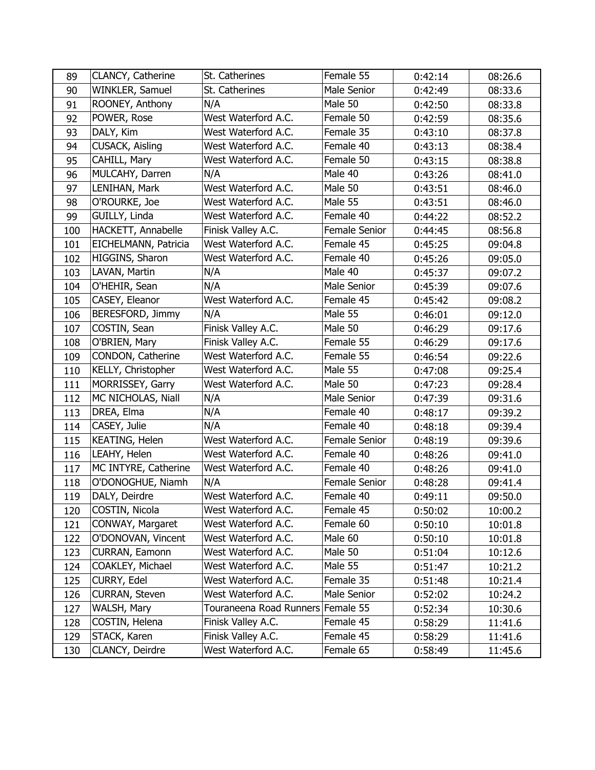| | | | | | |
|---|---|---|---|---|---|
| 89 | CLANCY, Catherine | St. Catherines | Female 55 | 0:42:14 | 08:26.6 |
| 90 | WINKLER, Samuel | St. Catherines | Male Senior | 0:42:49 | 08:33.6 |
| 91 | ROONEY, Anthony | N/A | Male 50 | 0:42:50 | 08:33.8 |
| 92 | POWER, Rose | West Waterford A.C. | Female 50 | 0:42:59 | 08:35.6 |
| 93 | DALY, Kim | West Waterford A.C. | Female 35 | 0:43:10 | 08:37.8 |
| 94 | CUSACK, Aisling | West Waterford A.C. | Female 40 | 0:43:13 | 08:38.4 |
| 95 | CAHILL, Mary | West Waterford A.C. | Female 50 | 0:43:15 | 08:38.8 |
| 96 | MULCAHY, Darren | N/A | Male 40 | 0:43:26 | 08:41.0 |
| 97 | LENIHAN, Mark | West Waterford A.C. | Male 50 | 0:43:51 | 08:46.0 |
| 98 | O'ROURKE, Joe | West Waterford A.C. | Male 55 | 0:43:51 | 08:46.0 |
| 99 | GUILLY, Linda | West Waterford A.C. | Female 40 | 0:44:22 | 08:52.2 |
| 100 | HACKETT, Annabelle | Finisk Valley A.C. | Female Senior | 0:44:45 | 08:56.8 |
| 101 | EICHELMANN, Patricia | West Waterford A.C. | Female 45 | 0:45:25 | 09:04.8 |
| 102 | HIGGINS, Sharon | West Waterford A.C. | Female 40 | 0:45:26 | 09:05.0 |
| 103 | LAVAN, Martin | N/A | Male 40 | 0:45:37 | 09:07.2 |
| 104 | O'HEHIR, Sean | N/A | Male Senior | 0:45:39 | 09:07.6 |
| 105 | CASEY, Eleanor | West Waterford A.C. | Female 45 | 0:45:42 | 09:08.2 |
| 106 | BERESFORD, Jimmy | N/A | Male 55 | 0:46:01 | 09:12.0 |
| 107 | COSTIN, Sean | Finisk Valley A.C. | Male 50 | 0:46:29 | 09:17.6 |
| 108 | O'BRIEN, Mary | Finisk Valley A.C. | Female 55 | 0:46:29 | 09:17.6 |
| 109 | CONDON, Catherine | West Waterford A.C. | Female 55 | 0:46:54 | 09:22.6 |
| 110 | KELLY, Christopher | West Waterford A.C. | Male 55 | 0:47:08 | 09:25.4 |
| 111 | MORRISSEY, Garry | West Waterford A.C. | Male 50 | 0:47:23 | 09:28.4 |
| 112 | MC NICHOLAS, Niall | N/A | Male Senior | 0:47:39 | 09:31.6 |
| 113 | DREA, Elma | N/A | Female 40 | 0:48:17 | 09:39.2 |
| 114 | CASEY, Julie | N/A | Female 40 | 0:48:18 | 09:39.4 |
| 115 | KEATING, Helen | West Waterford A.C. | Female Senior | 0:48:19 | 09:39.6 |
| 116 | LEAHY, Helen | West Waterford A.C. | Female 40 | 0:48:26 | 09:41.0 |
| 117 | MC INTYRE, Catherine | West Waterford A.C. | Female 40 | 0:48:26 | 09:41.0 |
| 118 | O'DONOGHUE, Niamh | N/A | Female Senior | 0:48:28 | 09:41.4 |
| 119 | DALY, Deirdre | West Waterford A.C. | Female 40 | 0:49:11 | 09:50.0 |
| 120 | COSTIN, Nicola | West Waterford A.C. | Female 45 | 0:50:02 | 10:00.2 |
| 121 | CONWAY, Margaret | West Waterford A.C. | Female 60 | 0:50:10 | 10:01.8 |
| 122 | O'DONOVAN, Vincent | West Waterford A.C. | Male 60 | 0:50:10 | 10:01.8 |
| 123 | CURRAN, Eamonn | West Waterford A.C. | Male 50 | 0:51:04 | 10:12.6 |
| 124 | COAKLEY, Michael | West Waterford A.C. | Male 55 | 0:51:47 | 10:21.2 |
| 125 | CURRY, Edel | West Waterford A.C. | Female 35 | 0:51:48 | 10:21.4 |
| 126 | CURRAN, Steven | West Waterford A.C. | Male Senior | 0:52:02 | 10:24.2 |
| 127 | WALSH, Mary | Touraneena Road Runners | Female 55 | 0:52:34 | 10:30.6 |
| 128 | COSTIN, Helena | Finisk Valley A.C. | Female 45 | 0:58:29 | 11:41.6 |
| 129 | STACK, Karen | Finisk Valley A.C. | Female 45 | 0:58:29 | 11:41.6 |
| 130 | CLANCY, Deirdre | West Waterford A.C. | Female 65 | 0:58:49 | 11:45.6 |